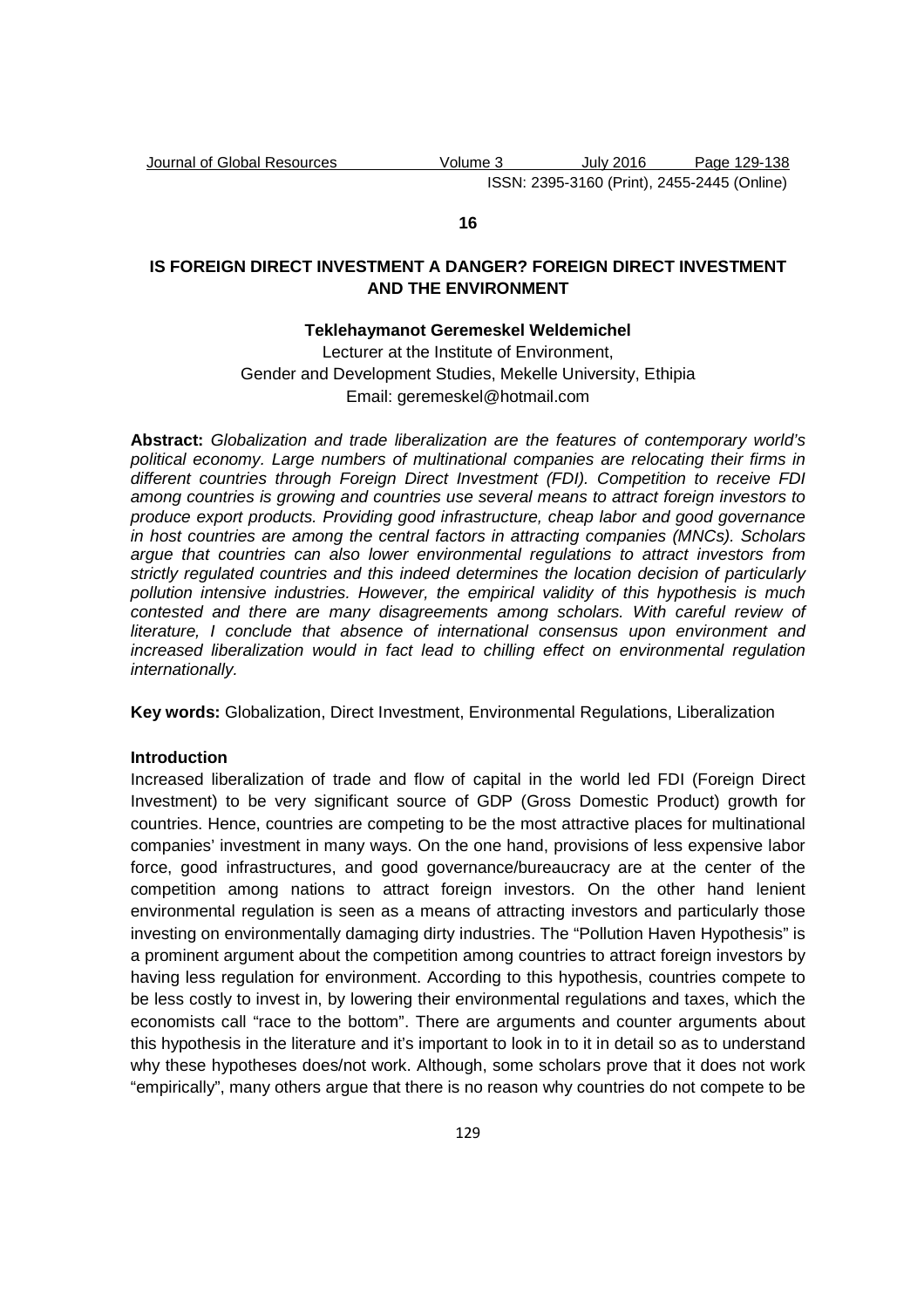**16**

# IS FOREIGN DIRECT INVESTMENT A DANGER? FOREIGN DIRECT INVESTMENT AND THE ENVIRONMENT

**Teklehaymanot Geremeskel Weldemichel**

Lecturer at the Institute of Environment,
Gender and Development Studies, Mekelle University, Ethipia
Email: geremeskel@hotmail.com

**Abstract:** *Globalization and trade liberalization are the features of contemporary world's political economy. Large numbers of multinational companies are relocating their firms in different countries through Foreign Direct Investment (FDI). Competition to receive FDI among countries is growing and countries use several means to attract foreign investors to produce export products. Providing good infrastructure, cheap labor and good governance in host countries are among the central factors in attracting companies (MNCs). Scholars argue that countries can also lower environmental regulations to attract investors from strictly regulated countries and this indeed determines the location decision of particularly pollution intensive industries. However, the empirical validity of this hypothesis is much contested and there are many disagreements among scholars. With careful review of literature, I conclude that absence of international consensus upon environment and increased liberalization would in fact lead to chilling effect on environmental regulation internationally.*

**Key words:** Globalization, Direct Investment, Environmental Regulations, Liberalization

## Introduction

Increased liberalization of trade and flow of capital in the world led FDI (Foreign Direct Investment) to be very significant source of GDP (Gross Domestic Product) growth for countries. Hence, countries are competing to be the most attractive places for multinational companies' investment in many ways. On the one hand, provisions of less expensive labor force, good infrastructures, and good governance/bureaucracy are at the center of the competition among nations to attract foreign investors. On the other hand lenient environmental regulation is seen as a means of attracting investors and particularly those investing on environmentally damaging dirty industries. The "Pollution Haven Hypothesis" is a prominent argument about the competition among countries to attract foreign investors by having less regulation for environment. According to this hypothesis, countries compete to be less costly to invest in, by lowering their environmental regulations and taxes, which the economists call "race to the bottom". There are arguments and counter arguments about this hypothesis in the literature and it's important to look in to it in detail so as to understand why these hypotheses does/not work. Although, some scholars prove that it does not work "empirically", many others argue that there is no reason why countries do not compete to be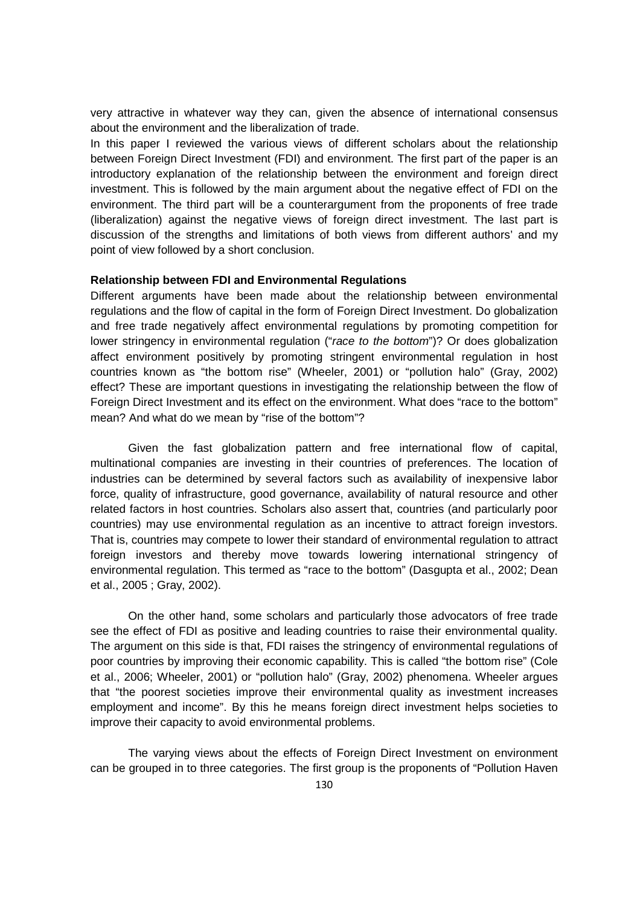very attractive in whatever way they can, given the absence of international consensus about the environment and the liberalization of trade.

In this paper I reviewed the various views of different scholars about the relationship between Foreign Direct Investment (FDI) and environment. The first part of the paper is an introductory explanation of the relationship between the environment and foreign direct investment. This is followed by the main argument about the negative effect of FDI on the environment. The third part will be a counterargument from the proponents of free trade (liberalization) against the negative views of foreign direct investment. The last part is discussion of the strengths and limitations of both views from different authors' and my point of view followed by a short conclusion.

**Relationship between FDI and Environmental Regulations**

Different arguments have been made about the relationship between environmental regulations and the flow of capital in the form of Foreign Direct Investment. Do globalization and free trade negatively affect environmental regulations by promoting competition for lower stringency in environmental regulation ("*race to the bottom*")? Or does globalization affect environment positively by promoting stringent environmental regulation in host countries known as "the bottom rise" (Wheeler, 2001) or "pollution halo" (Gray, 2002) effect? These are important questions in investigating the relationship between the flow of Foreign Direct Investment and its effect on the environment. What does "race to the bottom" mean? And what do we mean by "rise of the bottom"?

Given the fast globalization pattern and free international flow of capital, multinational companies are investing in their countries of preferences. The location of industries can be determined by several factors such as availability of inexpensive labor force, quality of infrastructure, good governance, availability of natural resource and other related factors in host countries. Scholars also assert that, countries (and particularly poor countries) may use environmental regulation as an incentive to attract foreign investors. That is, countries may compete to lower their standard of environmental regulation to attract foreign investors and thereby move towards lowering international stringency of environmental regulation. This termed as "race to the bottom" (Dasgupta et al., 2002; Dean et al., 2005 ; Gray, 2002).

On the other hand, some scholars and particularly those advocators of free trade see the effect of FDI as positive and leading countries to raise their environmental quality. The argument on this side is that, FDI raises the stringency of environmental regulations of poor countries by improving their economic capability. This is called "the bottom rise" (Cole et al., 2006; Wheeler, 2001) or "pollution halo" (Gray, 2002) phenomena. Wheeler argues that "the poorest societies improve their environmental quality as investment increases employment and income". By this he means foreign direct investment helps societies to improve their capacity to avoid environmental problems.

The varying views about the effects of Foreign Direct Investment on environment can be grouped in to three categories. The first group is the proponents of "Pollution Haven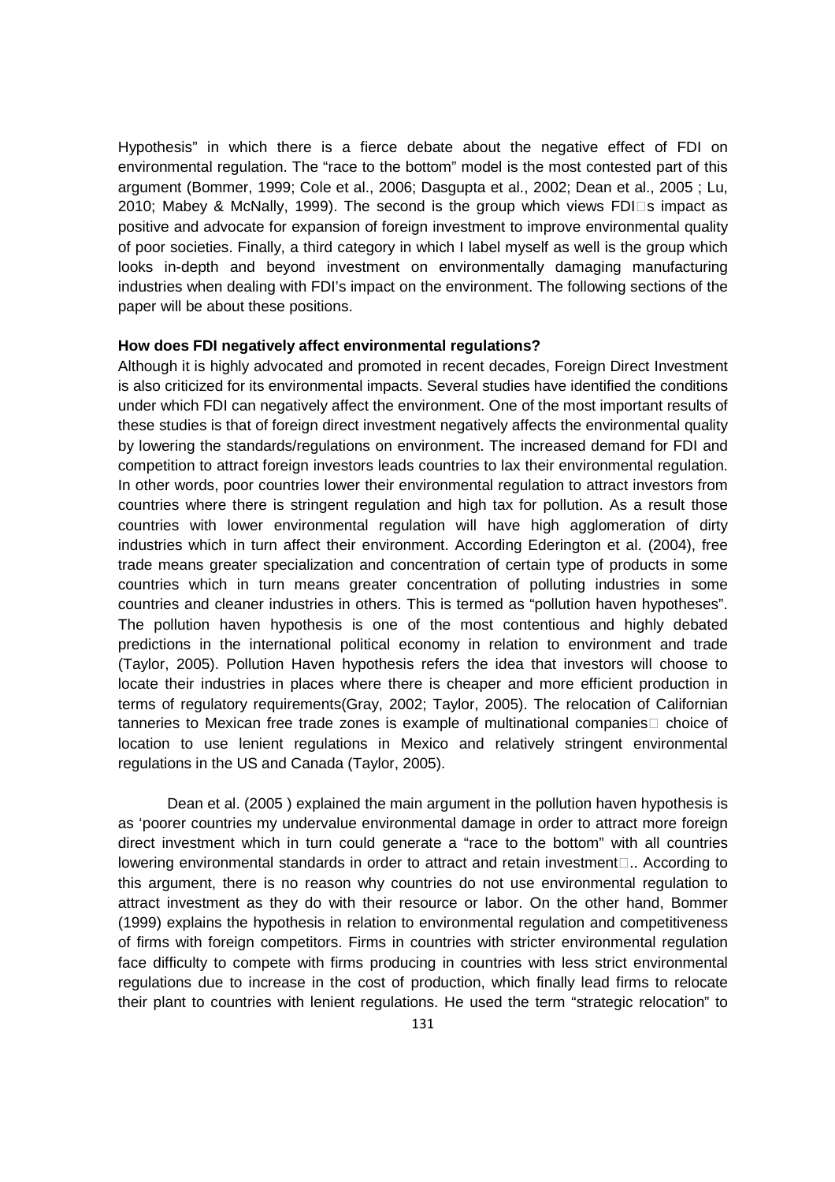Hypothesis" in which there is a fierce debate about the negative effect of FDI on environmental regulation. The "race to the bottom" model is the most contested part of this argument (Bommer, 1999; Cole et al., 2006; Dasgupta et al., 2002; Dean et al., 2005 ; Lu, 2010; Mabey & McNally, 1999). The second is the group which views FDIs impact as positive and advocate for expansion of foreign investment to improve environmental quality of poor societies. Finally, a third category in which I label myself as well is the group which looks in-depth and beyond investment on environmentally damaging manufacturing industries when dealing with FDI's impact on the environment. The following sections of the paper will be about these positions.

**How does FDI negatively affect environmental regulations?**

Although it is highly advocated and promoted in recent decades, Foreign Direct Investment is also criticized for its environmental impacts. Several studies have identified the conditions under which FDI can negatively affect the environment. One of the most important results of these studies is that of foreign direct investment negatively affects the environmental quality by lowering the standards/regulations on environment. The increased demand for FDI and competition to attract foreign investors leads countries to lax their environmental regulation. In other words, poor countries lower their environmental regulation to attract investors from countries where there is stringent regulation and high tax for pollution. As a result those countries with lower environmental regulation will have high agglomeration of dirty industries which in turn affect their environment. According Ederington et al. (2004), free trade means greater specialization and concentration of certain type of products in some countries which in turn means greater concentration of polluting industries in some countries and cleaner industries in others. This is termed as "pollution haven hypotheses". The pollution haven hypothesis is one of the most contentious and highly debated predictions in the international political economy in relation to environment and trade (Taylor, 2005). Pollution Haven hypothesis refers the idea that investors will choose to locate their industries in places where there is cheaper and more efficient production in terms of regulatory requirements(Gray, 2002; Taylor, 2005). The relocation of Californian tanneries to Mexican free trade zones is example of multinational companies choice of location to use lenient regulations in Mexico and relatively stringent environmental regulations in the US and Canada (Taylor, 2005).

Dean et al. (2005 ) explained the main argument in the pollution haven hypothesis is as 'poorer countries my undervalue environmental damage in order to attract more foreign direct investment which in turn could generate a "race to the bottom" with all countries lowering environmental standards in order to attract and retain investment.. According to this argument, there is no reason why countries do not use environmental regulation to attract investment as they do with their resource or labor. On the other hand, Bommer (1999) explains the hypothesis in relation to environmental regulation and competitiveness of firms with foreign competitors. Firms in countries with stricter environmental regulation face difficulty to compete with firms producing in countries with less strict environmental regulations due to increase in the cost of production, which finally lead firms to relocate their plant to countries with lenient regulations. He used the term "strategic relocation" to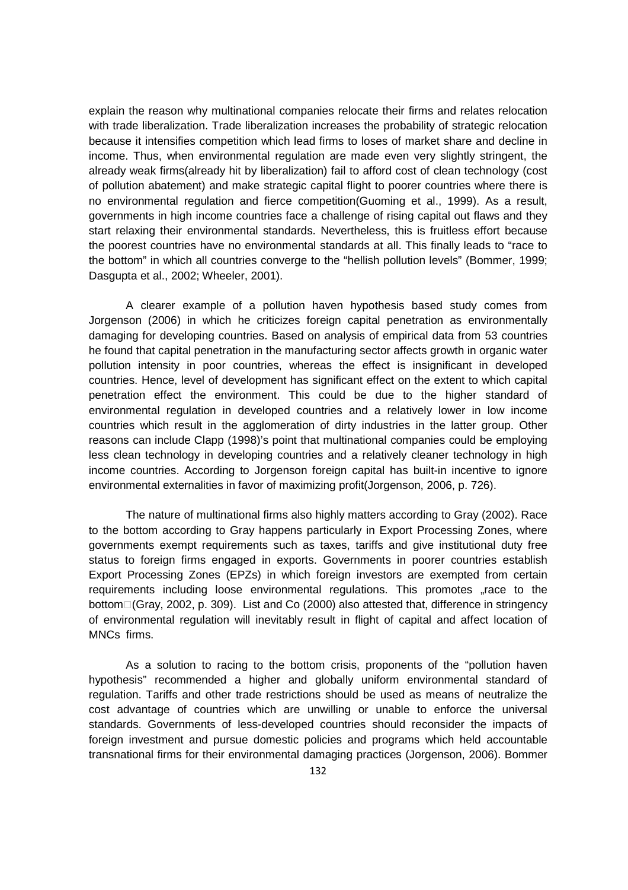explain the reason why multinational companies relocate their firms and relates relocation with trade liberalization. Trade liberalization increases the probability of strategic relocation because it intensifies competition which lead firms to loses of market share and decline in income. Thus, when environmental regulation are made even very slightly stringent, the already weak firms(already hit by liberalization) fail to afford cost of clean technology (cost of pollution abatement) and make strategic capital flight to poorer countries where there is no environmental regulation and fierce competition(Guoming et al., 1999). As a result, governments in high income countries face a challenge of rising capital out flaws and they start relaxing their environmental standards. Nevertheless, this is fruitless effort because the poorest countries have no environmental standards at all. This finally leads to "race to the bottom" in which all countries converge to the "hellish pollution levels" (Bommer, 1999; Dasgupta et al., 2002; Wheeler, 2001).

A clearer example of a pollution haven hypothesis based study comes from Jorgenson (2006) in which he criticizes foreign capital penetration as environmentally damaging for developing countries. Based on analysis of empirical data from 53 countries he found that capital penetration in the manufacturing sector affects growth in organic water pollution intensity in poor countries, whereas the effect is insignificant in developed countries. Hence, level of development has significant effect on the extent to which capital penetration effect the environment. This could be due to the higher standard of environmental regulation in developed countries and a relatively lower in low income countries which result in the agglomeration of dirty industries in the latter group. Other reasons can include Clapp (1998)'s point that multinational companies could be employing less clean technology in developing countries and a relatively cleaner technology in high income countries. According to Jorgenson foreign capital has built-in incentive to ignore environmental externalities in favor of maximizing profit(Jorgenson, 2006, p. 726).

The nature of multinational firms also highly matters according to Gray (2002). Race to the bottom according to Gray happens particularly in Export Processing Zones, where governments exempt requirements such as taxes, tariffs and give institutional duty free status to foreign firms engaged in exports. Governments in poorer countries establish Export Processing Zones (EPZs) in which foreign investors are exempted from certain requirements including loose environmental regulations. This promotes „race to the bottom"(Gray, 2002, p. 309). List and Co (2000) also attested that, difference in stringency of environmental regulation will inevitably result in flight of capital and affect location of MNCs firms.

As a solution to racing to the bottom crisis, proponents of the "pollution haven hypothesis" recommended a higher and globally uniform environmental standard of regulation. Tariffs and other trade restrictions should be used as means of neutralize the cost advantage of countries which are unwilling or unable to enforce the universal standards. Governments of less-developed countries should reconsider the impacts of foreign investment and pursue domestic policies and programs which held accountable transnational firms for their environmental damaging practices (Jorgenson, 2006). Bommer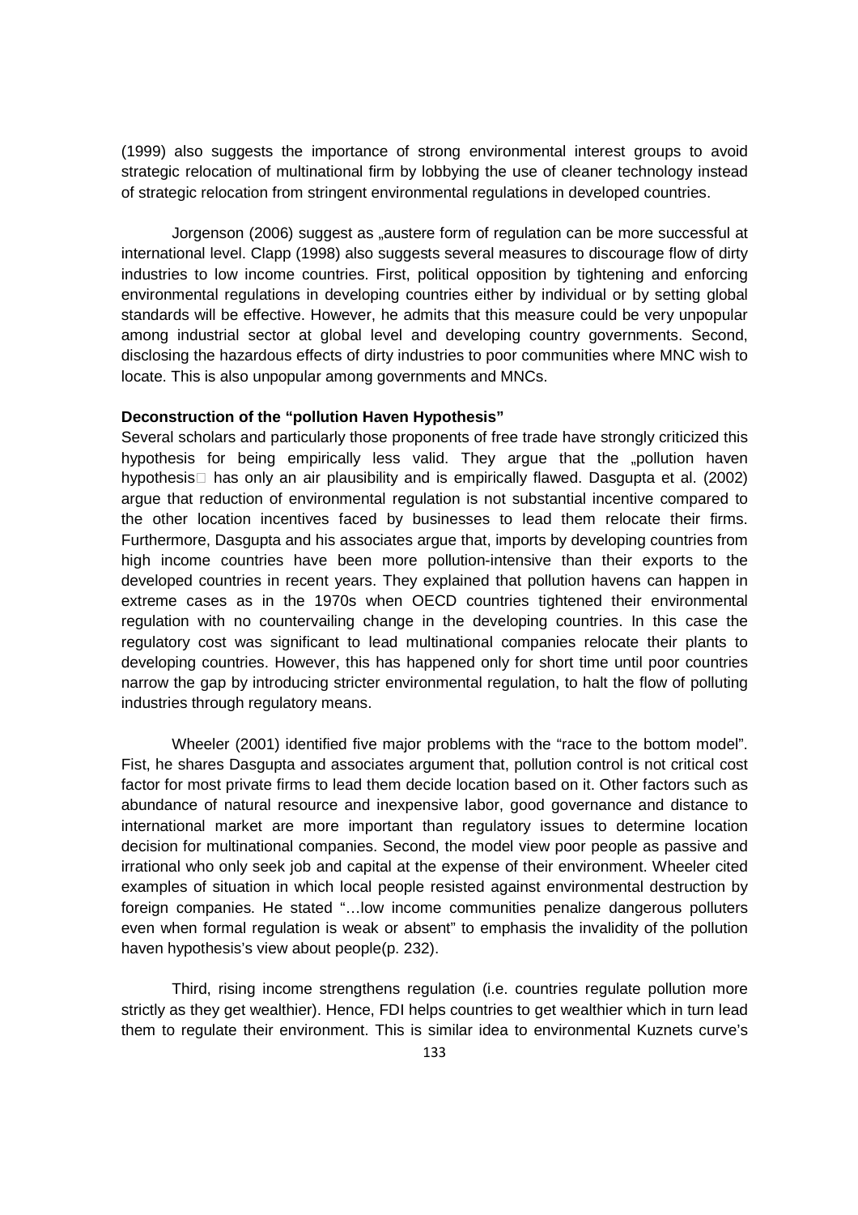(1999) also suggests the importance of strong environmental interest groups to avoid strategic relocation of multinational firm by lobbying the use of cleaner technology instead of strategic relocation from stringent environmental regulations in developed countries.

Jorgenson (2006) suggest as „austere form of regulation can be more successful at international level. Clapp (1998) also suggests several measures to discourage flow of dirty industries to low income countries. First, political opposition by tightening and enforcing environmental regulations in developing countries either by individual or by setting global standards will be effective. However, he admits that this measure could be very unpopular among industrial sector at global level and developing country governments. Second, disclosing the hazardous effects of dirty industries to poor communities where MNC wish to locate. This is also unpopular among governments and MNCs.

**Deconstruction of the "pollution Haven Hypothesis"**

Several scholars and particularly those proponents of free trade have strongly criticized this hypothesis for being empirically less valid. They argue that the „pollution haven hypothesis" has only an air plausibility and is empirically flawed. Dasgupta et al. (2002) argue that reduction of environmental regulation is not substantial incentive compared to the other location incentives faced by businesses to lead them relocate their firms. Furthermore, Dasgupta and his associates argue that, imports by developing countries from high income countries have been more pollution-intensive than their exports to the developed countries in recent years. They explained that pollution havens can happen in extreme cases as in the 1970s when OECD countries tightened their environmental regulation with no countervailing change in the developing countries. In this case the regulatory cost was significant to lead multinational companies relocate their plants to developing countries. However, this has happened only for short time until poor countries narrow the gap by introducing stricter environmental regulation, to halt the flow of polluting industries through regulatory means.

Wheeler (2001) identified five major problems with the "race to the bottom model". Fist, he shares Dasgupta and associates argument that, pollution control is not critical cost factor for most private firms to lead them decide location based on it. Other factors such as abundance of natural resource and inexpensive labor, good governance and distance to international market are more important than regulatory issues to determine location decision for multinational companies. Second, the model view poor people as passive and irrational who only seek job and capital at the expense of their environment. Wheeler cited examples of situation in which local people resisted against environmental destruction by foreign companies. He stated "…low income communities penalize dangerous polluters even when formal regulation is weak or absent" to emphasis the invalidity of the pollution haven hypothesis's view about people(p. 232).

Third, rising income strengthens regulation (i.e. countries regulate pollution more strictly as they get wealthier). Hence, FDI helps countries to get wealthier which in turn lead them to regulate their environment. This is similar idea to environmental Kuznets curve's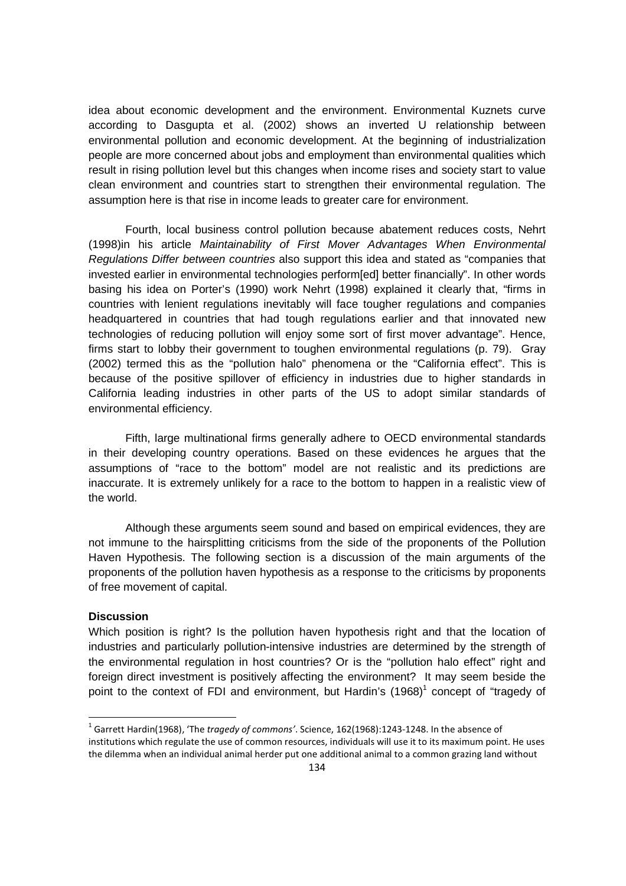idea about economic development and the environment. Environmental Kuznets curve according to Dasgupta et al. (2002) shows an inverted U relationship between environmental pollution and economic development. At the beginning of industrialization people are more concerned about jobs and employment than environmental qualities which result in rising pollution level but this changes when income rises and society start to value clean environment and countries start to strengthen their environmental regulation. The assumption here is that rise in income leads to greater care for environment.

Fourth, local business control pollution because abatement reduces costs, Nehrt (1998)in his article *Maintainability of First Mover Advantages When Environmental Regulations Differ between countries* also support this idea and stated as "companies that invested earlier in environmental technologies perform[ed] better financially". In other words basing his idea on Porter's (1990) work Nehrt (1998) explained it clearly that, "firms in countries with lenient regulations inevitably will face tougher regulations and companies headquartered in countries that had tough regulations earlier and that innovated new technologies of reducing pollution will enjoy some sort of first mover advantage". Hence, firms start to lobby their government to toughen environmental regulations (p. 79). Gray (2002) termed this as the "pollution halo" phenomena or the "California effect". This is because of the positive spillover of efficiency in industries due to higher standards in California leading industries in other parts of the US to adopt similar standards of environmental efficiency.

Fifth, large multinational firms generally adhere to OECD environmental standards in their developing country operations. Based on these evidences he argues that the assumptions of "race to the bottom" model are not realistic and its predictions are inaccurate. It is extremely unlikely for a race to the bottom to happen in a realistic view of the world.

Although these arguments seem sound and based on empirical evidences, they are not immune to the hairsplitting criticisms from the side of the proponents of the Pollution Haven Hypothesis. The following section is a discussion of the main arguments of the proponents of the pollution haven hypothesis as a response to the criticisms by proponents of free movement of capital.

**Discussion**

Which position is right? Is the pollution haven hypothesis right and that the location of industries and particularly pollution-intensive industries are determined by the strength of the environmental regulation in host countries? Or is the "pollution halo effect" right and foreign direct investment is positively affecting the environment? It may seem beside the point to the context of FDI and environment, but Hardin's (1968)[1] concept of "tragedy of

[1] Garrett Hardin(1968), 'The *tragedy of commons'*. Science, 162(1968):1243-1248. In the absence of institutions which regulate the use of common resources, individuals will use it to its maximum point. He uses the dilemma when an individual animal herder put one additional animal to a common grazing land without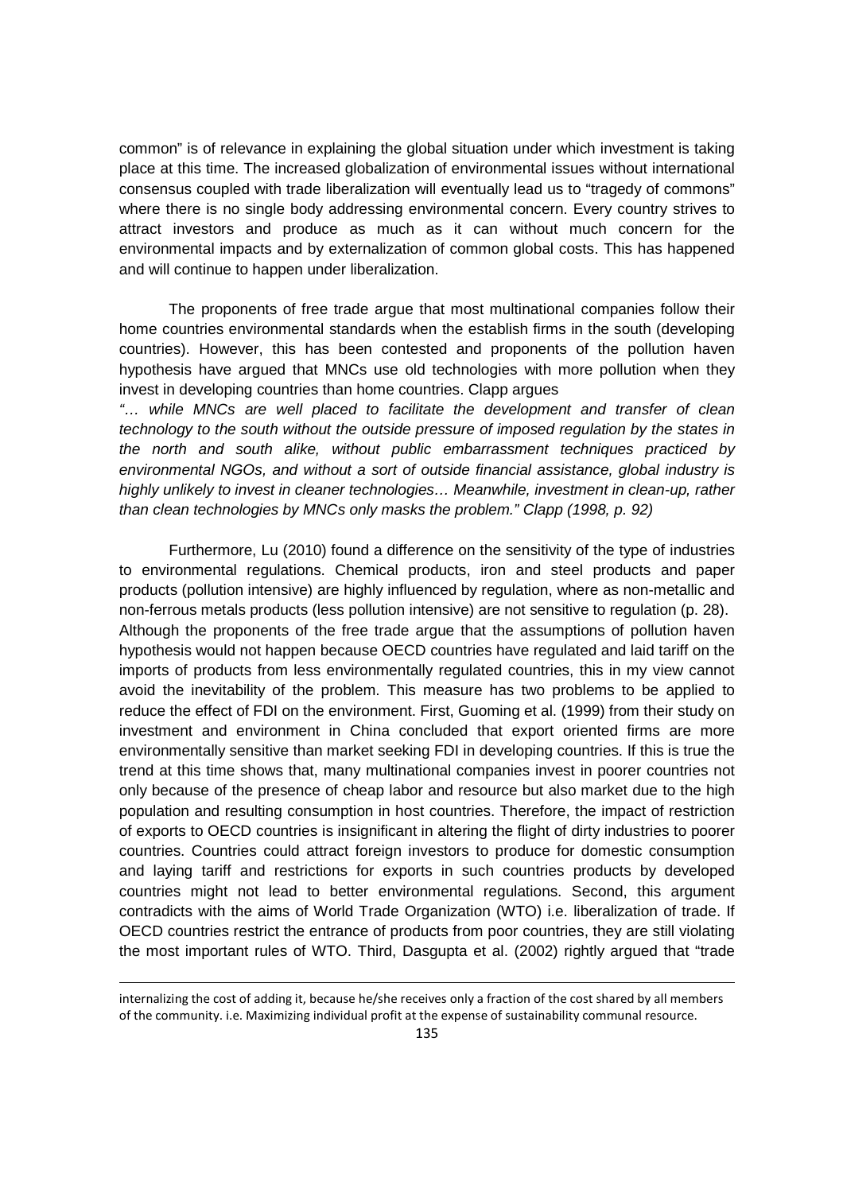common" is of relevance in explaining the global situation under which investment is taking place at this time. The increased globalization of environmental issues without international consensus coupled with trade liberalization will eventually lead us to "tragedy of commons" where there is no single body addressing environmental concern. Every country strives to attract investors and produce as much as it can without much concern for the environmental impacts and by externalization of common global costs. This has happened and will continue to happen under liberalization.

The proponents of free trade argue that most multinational companies follow their home countries environmental standards when the establish firms in the south (developing countries). However, this has been contested and proponents of the pollution haven hypothesis have argued that MNCs use old technologies with more pollution when they invest in developing countries than home countries. Clapp argues

*"… while MNCs are well placed to facilitate the development and transfer of clean technology to the south without the outside pressure of imposed regulation by the states in the north and south alike, without public embarrassment techniques practiced by environmental NGOs, and without a sort of outside financial assistance, global industry is highly unlikely to invest in cleaner technologies… Meanwhile, investment in clean-up, rather than clean technologies by MNCs only masks the problem." Clapp (1998, p. 92)*

Furthermore, Lu (2010) found a difference on the sensitivity of the type of industries to environmental regulations. Chemical products, iron and steel products and paper products (pollution intensive) are highly influenced by regulation, where as non-metallic and non-ferrous metals products (less pollution intensive) are not sensitive to regulation (p. 28). Although the proponents of the free trade argue that the assumptions of pollution haven hypothesis would not happen because OECD countries have regulated and laid tariff on the imports of products from less environmentally regulated countries, this in my view cannot avoid the inevitability of the problem. This measure has two problems to be applied to reduce the effect of FDI on the environment. First, Guoming et al. (1999) from their study on investment and environment in China concluded that export oriented firms are more environmentally sensitive than market seeking FDI in developing countries. If this is true the trend at this time shows that, many multinational companies invest in poorer countries not only because of the presence of cheap labor and resource but also market due to the high population and resulting consumption in host countries. Therefore, the impact of restriction of exports to OECD countries is insignificant in altering the flight of dirty industries to poorer countries. Countries could attract foreign investors to produce for domestic consumption and laying tariff and restrictions for exports in such countries products by developed countries might not lead to better environmental regulations. Second, this argument contradicts with the aims of World Trade Organization (WTO) i.e. liberalization of trade. If OECD countries restrict the entrance of products from poor countries, they are still violating the most important rules of WTO. Third, Dasgupta et al. (2002) rightly argued that "trade

internalizing the cost of adding it, because he/she receives only a fraction of the cost shared by all members of the community. i.e. Maximizing individual profit at the expense of sustainability communal resource.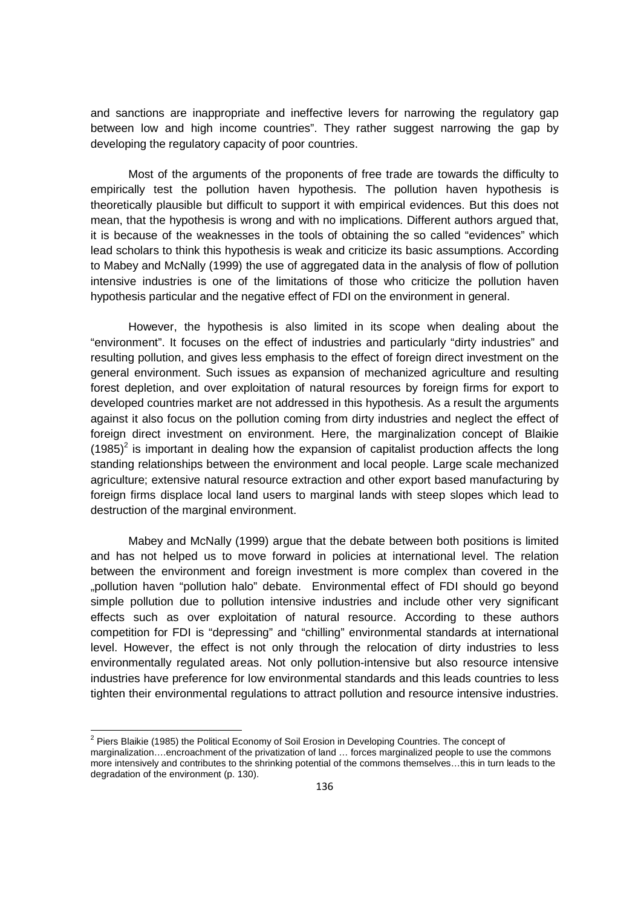and sanctions are inappropriate and ineffective levers for narrowing the regulatory gap between low and high income countries". They rather suggest narrowing the gap by developing the regulatory capacity of poor countries.

Most of the arguments of the proponents of free trade are towards the difficulty to empirically test the pollution haven hypothesis. The pollution haven hypothesis is theoretically plausible but difficult to support it with empirical evidences. But this does not mean, that the hypothesis is wrong and with no implications. Different authors argued that, it is because of the weaknesses in the tools of obtaining the so called "evidences" which lead scholars to think this hypothesis is weak and criticize its basic assumptions. According to Mabey and McNally (1999) the use of aggregated data in the analysis of flow of pollution intensive industries is one of the limitations of those who criticize the pollution haven hypothesis particular and the negative effect of FDI on the environment in general.

However, the hypothesis is also limited in its scope when dealing about the "environment". It focuses on the effect of industries and particularly "dirty industries" and resulting pollution, and gives less emphasis to the effect of foreign direct investment on the general environment. Such issues as expansion of mechanized agriculture and resulting forest depletion, and over exploitation of natural resources by foreign firms for export to developed countries market are not addressed in this hypothesis. As a result the arguments against it also focus on the pollution coming from dirty industries and neglect the effect of foreign direct investment on environment. Here, the marginalization concept of Blaikie (1985)[2] is important in dealing how the expansion of capitalist production affects the long standing relationships between the environment and local people. Large scale mechanized agriculture; extensive natural resource extraction and other export based manufacturing by foreign firms displace local land users to marginal lands with steep slopes which lead to destruction of the marginal environment.

Mabey and McNally (1999) argue that the debate between both positions is limited and has not helped us to move forward in policies at international level. The relation between the environment and foreign investment is more complex than covered in the „pollution haven "pollution halo" debate. Environmental effect of FDI should go beyond simple pollution due to pollution intensive industries and include other very significant effects such as over exploitation of natural resource. According to these authors competition for FDI is "depressing" and "chilling" environmental standards at international level. However, the effect is not only through the relocation of dirty industries to less environmentally regulated areas. Not only pollution-intensive but also resource intensive industries have preference for low environmental standards and this leads countries to less tighten their environmental regulations to attract pollution and resource intensive industries.

[2] Piers Blaikie (1985) the Political Economy of Soil Erosion in Developing Countries. The concept of marginalization….encroachment of the privatization of land … forces marginalized people to use the commons more intensively and contributes to the shrinking potential of the commons themselves…this in turn leads to the degradation of the environment (p. 130).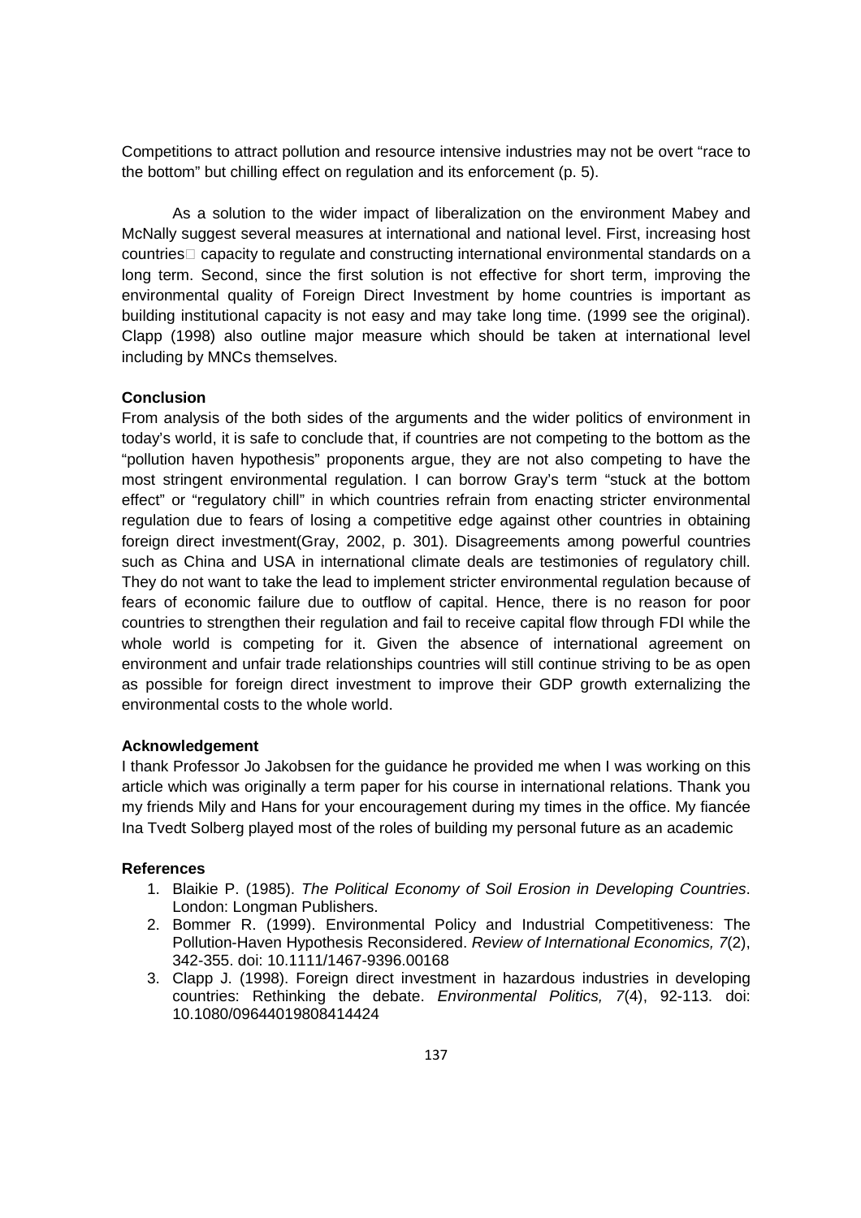Competitions to attract pollution and resource intensive industries may not be overt “race to the bottom” but chilling effect on regulation and its enforcement (p. 5).

As a solution to the wider impact of liberalization on the environment Mabey and McNally suggest several measures at international and national level. First, increasing host countries□ capacity to regulate and constructing international environmental standards on a long term. Second, since the first solution is not effective for short term, improving the environmental quality of Foreign Direct Investment by home countries is important as building institutional capacity is not easy and may take long time. (1999 see the original). Clapp (1998) also outline major measure which should be taken at international level including by MNCs themselves.

**Conclusion**

From analysis of the both sides of the arguments and the wider politics of environment in today’s world, it is safe to conclude that, if countries are not competing to the bottom as the “pollution haven hypothesis” proponents argue, they are not also competing to have the most stringent environmental regulation. I can borrow Gray’s term “stuck at the bottom effect” or “regulatory chill” in which countries refrain from enacting stricter environmental regulation due to fears of losing a competitive edge against other countries in obtaining foreign direct investment(Gray, 2002, p. 301). Disagreements among powerful countries such as China and USA in international climate deals are testimonies of regulatory chill. They do not want to take the lead to implement stricter environmental regulation because of fears of economic failure due to outflow of capital. Hence, there is no reason for poor countries to strengthen their regulation and fail to receive capital flow through FDI while the whole world is competing for it. Given the absence of international agreement on environment and unfair trade relationships countries will still continue striving to be as open as possible for foreign direct investment to improve their GDP growth externalizing the environmental costs to the whole world.

**Acknowledgement**

I thank Professor Jo Jakobsen for the guidance he provided me when I was working on this article which was originally a term paper for his course in international relations. Thank you my friends Mily and Hans for your encouragement during my times in the office. My fiancée Ina Tvedt Solberg played most of the roles of building my personal future as an academic

**References**

1. Blaikie P. (1985). *The Political Economy of Soil Erosion in Developing Countries*. London: Longman Publishers.
2. Bommer R. (1999). Environmental Policy and Industrial Competitiveness: The Pollution-Haven Hypothesis Reconsidered. *Review of International Economics, 7*(2), 342-355. doi: 10.1111/1467-9396.00168
3. Clapp J. (1998). Foreign direct investment in hazardous industries in developing countries: Rethinking the debate. *Environmental Politics, 7*(4), 92-113. doi: 10.1080/09644019808414424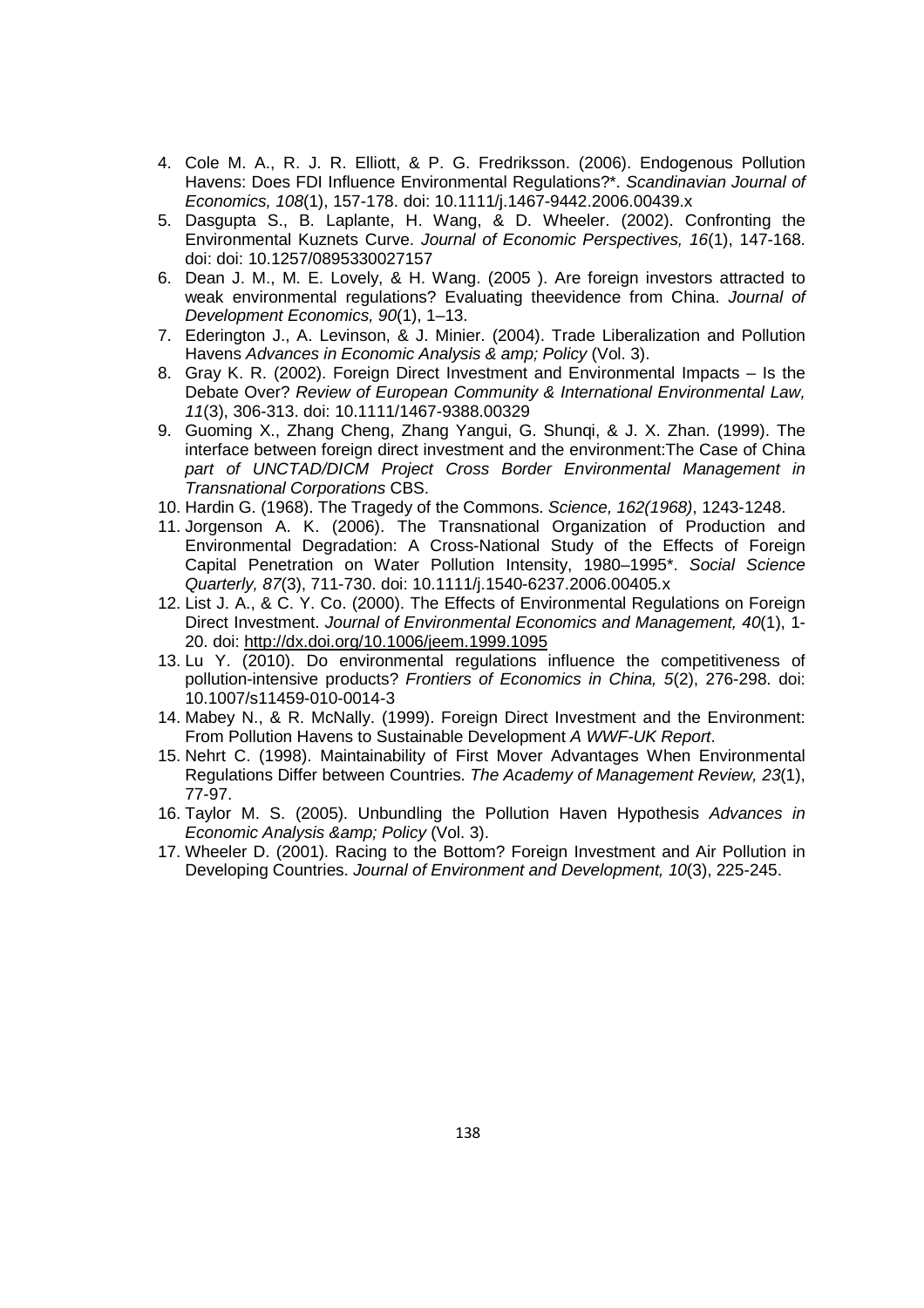4. Cole M. A., R. J. R. Elliott, & P. G. Fredriksson. (2006). Endogenous Pollution Havens: Does FDI Influence Environmental Regulations?*. *Scandinavian Journal of Economics, 108*(1), 157-178. doi: 10.1111/j.1467-9442.2006.00439.x
5. Dasgupta S., B. Laplante, H. Wang, & D. Wheeler. (2002). Confronting the Environmental Kuznets Curve. *Journal of Economic Perspectives, 16*(1), 147-168. doi: doi: 10.1257/0895330027157
6. Dean J. M., M. E. Lovely, & H. Wang. (2005 ). Are foreign investors attracted to weak environmental regulations? Evaluating theevidence from China. *Journal of Development Economics, 90*(1), 1–13.
7. Ederington J., A. Levinson, & J. Minier. (2004). Trade Liberalization and Pollution Havens *Advances in Economic Analysis &amp; Policy* (Vol. 3).
8. Gray K. R. (2002). Foreign Direct Investment and Environmental Impacts – Is the Debate Over? *Review of European Community & International Environmental Law, 11*(3), 306-313. doi: 10.1111/1467-9388.00329
9. Guoming X., Zhang Cheng, Zhang Yangui, G. Shunqi, & J. X. Zhan. (1999). The interface between foreign direct investment and the environment:The Case of China *part of UNCTAD/DICM Project Cross Border Environmental Management in Transnational Corporations* CBS.
10. Hardin G. (1968). The Tragedy of the Commons. *Science, 162(1968)*, 1243-1248.
11. Jorgenson A. K. (2006). The Transnational Organization of Production and Environmental Degradation: A Cross-National Study of the Effects of Foreign Capital Penetration on Water Pollution Intensity, 1980–1995*. *Social Science Quarterly, 87*(3), 711-730. doi: 10.1111/j.1540-6237.2006.00405.x
12. List J. A., & C. Y. Co. (2000). The Effects of Environmental Regulations on Foreign Direct Investment. *Journal of Environmental Economics and Management, 40*(1), 1-20. doi: http://dx.doi.org/10.1006/jeem.1999.1095
13. Lu Y. (2010). Do environmental regulations influence the competitiveness of pollution-intensive products? *Frontiers of Economics in China, 5*(2), 276-298. doi: 10.1007/s11459-010-0014-3
14. Mabey N., & R. McNally. (1999). Foreign Direct Investment and the Environment: From Pollution Havens to Sustainable Development *A WWF-UK Report*.
15. Nehrt C. (1998). Maintainability of First Mover Advantages When Environmental Regulations Differ between Countries. *The Academy of Management Review, 23*(1), 77-97.
16. Taylor M. S. (2005). Unbundling the Pollution Haven Hypothesis *Advances in Economic Analysis &amp; Policy* (Vol. 3).
17. Wheeler D. (2001). Racing to the Bottom? Foreign Investment and Air Pollution in Developing Countries. *Journal of Environment and Development, 10*(3), 225-245.